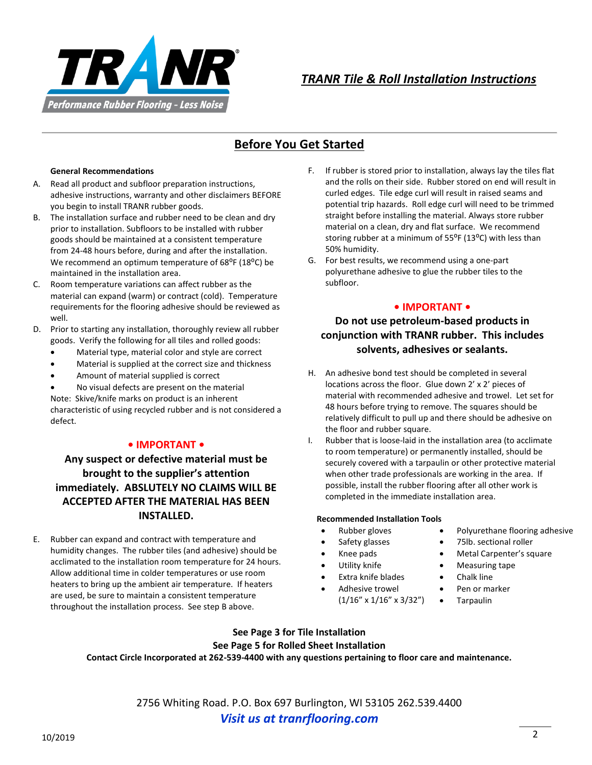# TRANR Tile & Roll Installation Instructions

Performance Rubber Flooring - Less Noise

## Before You Get Started

**General Recommendations**

A. Read all product and subfloor preparation instructions, adhesive instructions, warranty and other disclaimers BEFORE you begin to install TRANR rubber goods.

B. The installation surface and rubber need to be clean and dry prior to installation. Subfloors to be installed with rubber goods should be maintained at a consistent temperature from 24-48 hours before, during and after the installation. We recommend an optimum temperature of 68$^{o}$F (18$^{o}$C) be maintained in the installation area.

C. Room temperature variations can affect rubber as the material can expand (warm) or contract (cold). Temperature requirements for the flooring adhesive should be reviewed as well.

D. Prior to starting any installation, thoroughly review all rubber goods. Verify the following for all tiles and rolled goods:

- Material type, material color and style are correct
- Material is supplied at the correct size and thickness
- Amount of material supplied is correct
- No visual defects are present on the material

Note: Skive/knife marks on product is an inherent characteristic of using recycled rubber and is not considered a defect.

**• IMPORTANT •**

**Any suspect or defective material must be brought to the supplier's attention immediately. ABSLUTELY NO CLAIMS WILL BE ACCEPTED AFTER THE MATERIAL HAS BEEN INSTALLED.**

E. Rubber can expand and contract with temperature and humidity changes. The rubber tiles (and adhesive) should be acclimated to the installation room temperature for 24 hours. Allow additional time in colder temperatures or use room heaters to bring up the ambient air temperature. If heaters are used, be sure to maintain a consistent temperature throughout the installation process. See step B above.

F. If rubber is stored prior to installation, always lay the tiles flat and the rolls on their side. Rubber stored on end will result in curled edges. Tile edge curl will result in raised seams and potential trip hazards. Roll edge curl will need to be trimmed straight before installing the material. Always store rubber material on a clean, dry and flat surface. We recommend storing rubber at a minimum of 55$^{o}$F (13$^{o}$C) with less than 50% humidity.

G. For best results, we recommend using a one-part polyurethane adhesive to glue the rubber tiles to the subfloor.

**• IMPORTANT •**

**Do not use petroleum-based products in conjunction with TRANR rubber. This includes solvents, adhesives or sealants.**

H. An adhesive bond test should be completed in several locations across the floor. Glue down 2' x 2' pieces of material with recommended adhesive and trowel. Let set for 48 hours before trying to remove. The squares should be relatively difficult to pull up and there should be adhesive on the floor and rubber square.

I. Rubber that is loose-laid in the installation area (to acclimate to room temperature) or permanently installed, should be securely covered with a tarpaulin or other protective material when other trade professionals are working in the area. If possible, install the rubber flooring after all other work is completed in the immediate installation area.

**Recommended Installation Tools**

- Rubber gloves
- Safety glasses
- Knee pads
- Utility knife
- Extra knife blades
- Adhesive trowel (1/16" x 1/16" x 3/32")
- Polyurethane flooring adhesive
- 75lb. sectional roller
- Metal Carpenter's square
- Measuring tape
- Chalk line
- Pen or marker
- Tarpaulin

**See Page 3 for Tile Installation**
**See Page 5 for Rolled Sheet Installation**
**Contact Circle Incorporated at 262-539-4400 with any questions pertaining to floor care and maintenance.**

2756 Whiting Road. P.O. Box 697 Burlington, WI 53105 262.539.4400

*Visit us at tranrflooring.com*

10/2019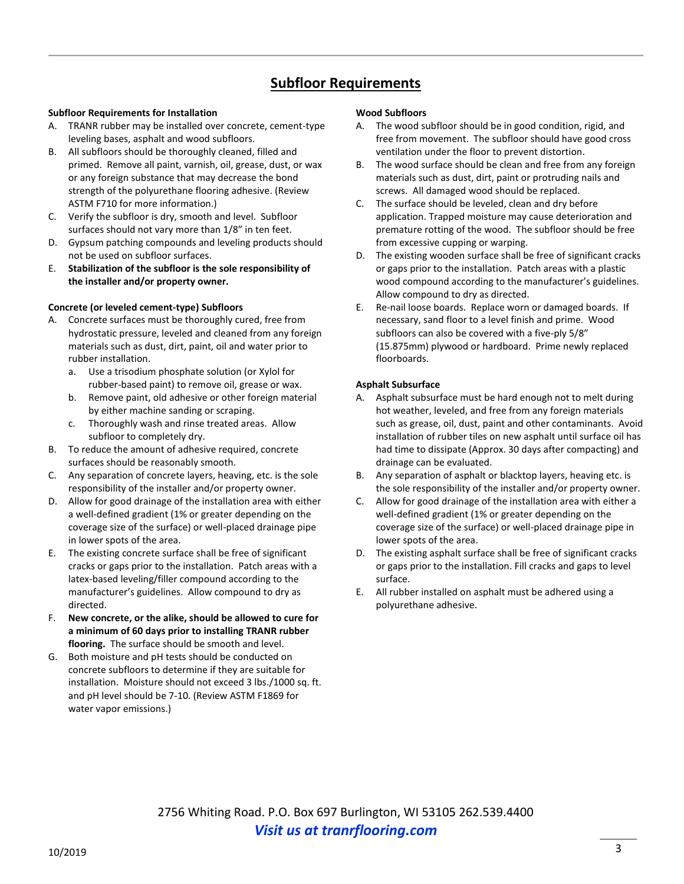## Subfloor Requirements

**Subfloor Requirements for Installation**

A. TRANR rubber may be installed over concrete, cement-type leveling bases, asphalt and wood subfloors.
B. All subfloors should be thoroughly cleaned, filled and primed. Remove all paint, varnish, oil, grease, dust, or wax or any foreign substance that may decrease the bond strength of the polyurethane flooring adhesive. (Review ASTM F710 for more information.)
C. Verify the subfloor is dry, smooth and level. Subfloor surfaces should not vary more than 1/8" in ten feet.
D. Gypsum patching compounds and leveling products should not be used on subfloor surfaces.
E. **Stabilization of the subfloor is the sole responsibility of the installer and/or property owner.**

**Concrete (or leveled cement-type) Subfloors**

A. Concrete surfaces must be thoroughly cured, free from hydrostatic pressure, leveled and cleaned from any foreign materials such as dust, dirt, paint, oil and water prior to rubber installation.
   a. Use a trisodium phosphate solution (or Xylol for rubber-based paint) to remove oil, grease or wax.
   b. Remove paint, old adhesive or other foreign material by either machine sanding or scraping.
   c. Thoroughly wash and rinse treated areas. Allow subfloor to completely dry.
B. To reduce the amount of adhesive required, concrete surfaces should be reasonably smooth.
C. Any separation of concrete layers, heaving, etc. is the sole responsibility of the installer and/or property owner.
D. Allow for good drainage of the installation area with either a well-defined gradient (1% or greater depending on the coverage size of the surface) or well-placed drainage pipe in lower spots of the area.
E. The existing concrete surface shall be free of significant cracks or gaps prior to the installation. Patch areas with a latex-based leveling/filler compound according to the manufacturer's guidelines. Allow compound to dry as directed.
F. **New concrete, or the alike, should be allowed to cure for a minimum of 60 days prior to installing TRANR rubber flooring.** The surface should be smooth and level.
G. Both moisture and pH tests should be conducted on concrete subfloors to determine if they are suitable for installation. Moisture should not exceed 3 lbs./1000 sq. ft. and pH level should be 7-10. (Review ASTM F1869 for water vapor emissions.)

**Wood Subfloors**

A. The wood subfloor should be in good condition, rigid, and free from movement. The subfloor should have good cross ventilation under the floor to prevent distortion.
B. The wood surface should be clean and free from any foreign materials such as dust, dirt, paint or protruding nails and screws. All damaged wood should be replaced.
C. The surface should be leveled, clean and dry before application. Trapped moisture may cause deterioration and premature rotting of the wood. The subfloor should be free from excessive cupping or warping.
D. The existing wooden surface shall be free of significant cracks or gaps prior to the installation. Patch areas with a plastic wood compound according to the manufacturer's guidelines. Allow compound to dry as directed.
E. Re-nail loose boards. Replace worn or damaged boards. If necessary, sand floor to a level finish and prime. Wood subfloors can also be covered with a five-ply 5/8" (15.875mm) plywood or hardboard. Prime newly replaced floorboards.

**Asphalt Subsurface**

A. Asphalt subsurface must be hard enough not to melt during hot weather, leveled, and free from any foreign materials such as grease, oil, dust, paint and other contaminants. Avoid installation of rubber tiles on new asphalt until surface oil has had time to dissipate (Approx. 30 days after compacting) and drainage can be evaluated.
B. Any separation of asphalt or blacktop layers, heaving etc. is the sole responsibility of the installer and/or property owner.
C. Allow for good drainage of the installation area with either a well-defined gradient (1% or greater depending on the coverage size of the surface) or well-placed drainage pipe in lower spots of the area.
D. The existing asphalt surface shall be free of significant cracks or gaps prior to the installation. Fill cracks and gaps to level surface.
E. All rubber installed on asphalt must be adhered using a polyurethane adhesive.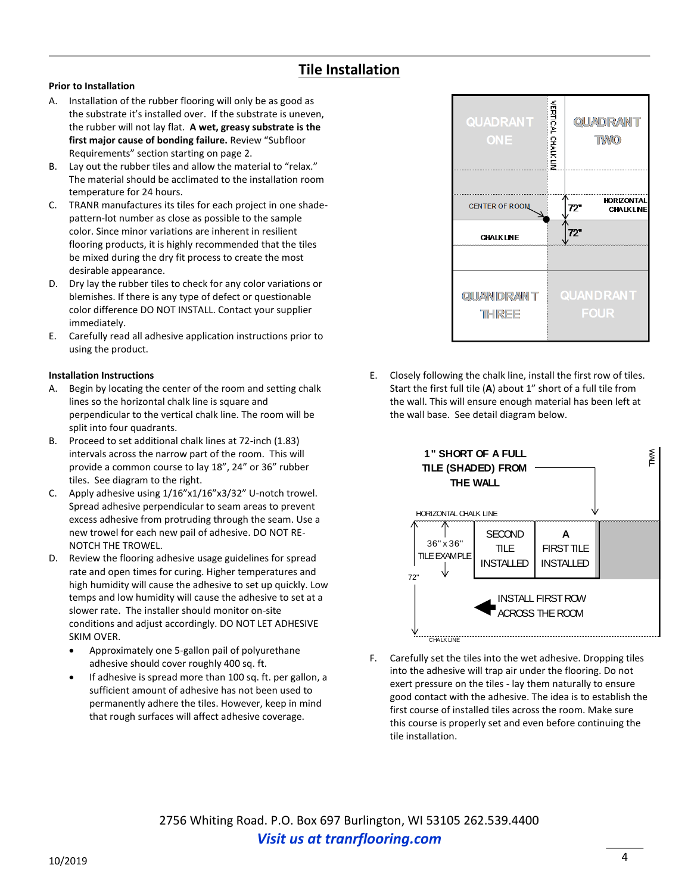## Tile Installation

**Prior to Installation**

A. Installation of the rubber flooring will only be as good as the substrate it's installed over. If the substrate is uneven, the rubber will not lay flat. **A wet, greasy substrate is the first major cause of bonding failure.** Review "Subfloor Requirements" section starting on page 2.

B. Lay out the rubber tiles and allow the material to "relax." The material should be acclimated to the installation room temperature for 24 hours.

C. TRANR manufactures its tiles for each project in one shade-pattern-lot number as close as possible to the sample color. Since minor variations are inherent in resilient flooring products, it is highly recommended that the tiles be mixed during the dry fit process to create the most desirable appearance.

D. Dry lay the rubber tiles to check for any color variations or blemishes. If there is any type of defect or questionable color difference DO NOT INSTALL. Contact your supplier immediately.

E. Carefully read all adhesive application instructions prior to using the product.

**Installation Instructions**

A. Begin by locating the center of the room and setting chalk lines so the horizontal chalk line is square and perpendicular to the vertical chalk line. The room will be split into four quadrants.

B. Proceed to set additional chalk lines at 72-inch (1.83) intervals across the narrow part of the room. This will provide a common course to lay 18", 24" or 36" rubber tiles. See diagram to the right.

C. Apply adhesive using 1/16"x1/16"x3/32" U-notch trowel. Spread adhesive perpendicular to seam areas to prevent excess adhesive from protruding through the seam. Use a new trowel for each new pail of adhesive. DO NOT RE-NOTCH THE TROWEL.

D. Review the flooring adhesive usage guidelines for spread rate and open times for curing. Higher temperatures and high humidity will cause the adhesive to set up quickly. Low temps and low humidity will cause the adhesive to set at a slower rate. The installer should monitor on-site conditions and adjust accordingly. DO NOT LET ADHESIVE SKIM OVER.

- Approximately one 5-gallon pail of polyurethane adhesive should cover roughly 400 sq. ft.
- If adhesive is spread more than 100 sq. ft. per gallon, a sufficient amount of adhesive has not been used to permanently adhere the tiles. However, keep in mind that rough surfaces will affect adhesive coverage.

QUADRANT ONE | VERTICAL CHALK LINE | QUADRANT TWO | CENTER OF ROOM | 72" | HORIZONTAL CHALK LINE | 72" | CHALK LINE | QUANDRANT THREE | QUANDRANT FOUR

E. Closely following the chalk line, install the first row of tiles. Start the first full tile (**A**) about 1" short of a full tile from the wall. This will ensure enough material has been left at the wall base. See detail diagram below.

1" SHORT OF A FULL TILE (SHADED) FROM THE WALL | WALL | HORIZONTAL CHALK LINE | 36" x 36" TILE EXAMPLE | SECOND TILE INSTALLED | A FIRST TILE INSTALLED | 72" | INSTALL FIRST ROW ACROSS THE ROOM | CHALK LINE

F. Carefully set the tiles into the wet adhesive. Dropping tiles into the adhesive will trap air under the flooring. Do not exert pressure on the tiles - lay them naturally to ensure good contact with the adhesive. The idea is to establish the first course of installed tiles across the room. Make sure this course is properly set and even before continuing the tile installation.

2756 Whiting Road. P.O. Box 697 Burlington, WI 53105 262.539.4400

*Visit us at tranrflooring.com*

10/2019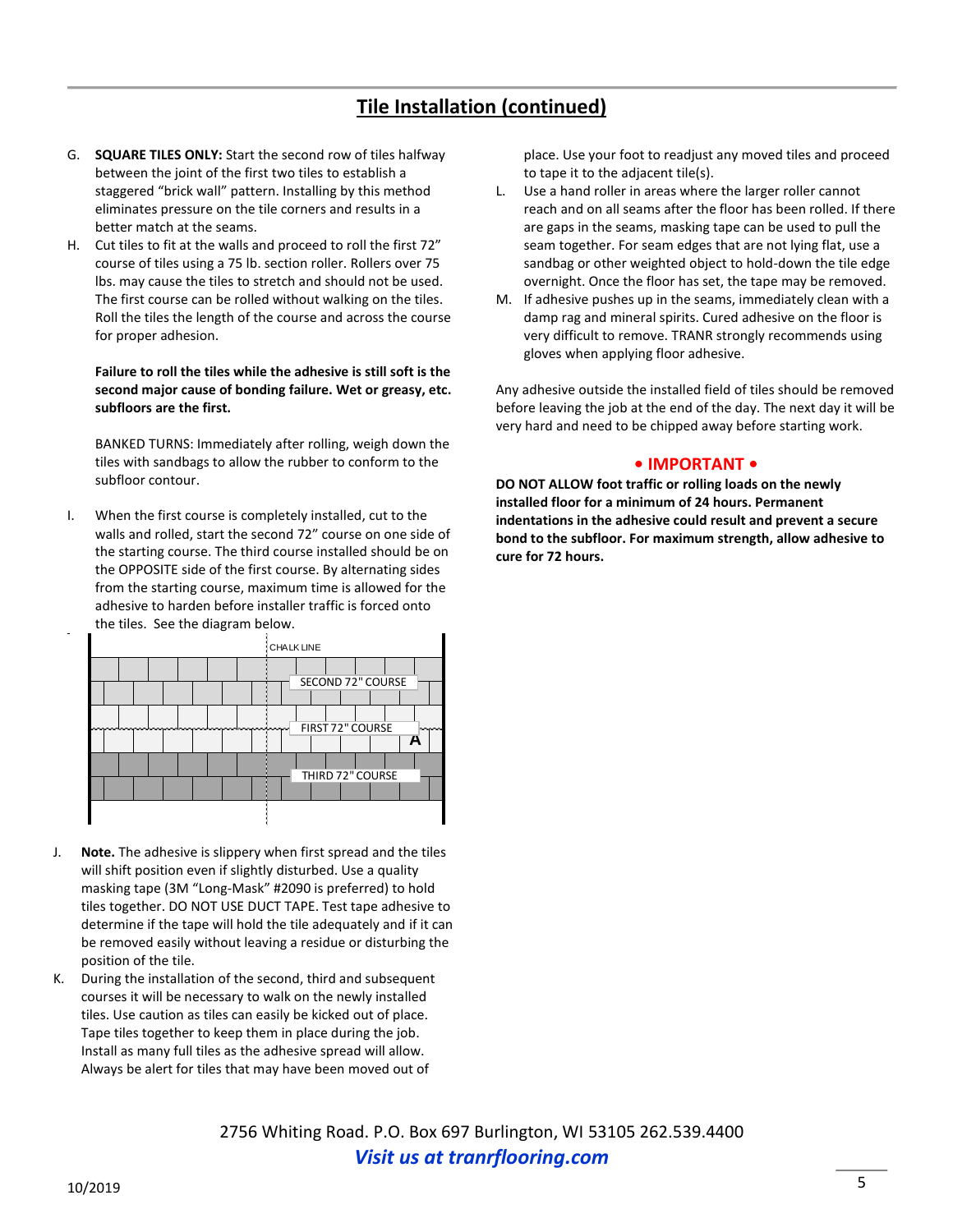## Tile Installation (continued)

G. **SQUARE TILES ONLY:** Start the second row of tiles halfway between the joint of the first two tiles to establish a staggered "brick wall" pattern. Installing by this method eliminates pressure on the tile corners and results in a better match at the seams.

H. Cut tiles to fit at the walls and proceed to roll the first 72" course of tiles using a 75 lb. section roller. Rollers over 75 lbs. may cause the tiles to stretch and should not be used. The first course can be rolled without walking on the tiles. Roll the tiles the length of the course and across the course for proper adhesion.

   **Failure to roll the tiles while the adhesive is still soft is the second major cause of bonding failure. Wet or greasy, etc. subfloors are the first.**

   BANKED TURNS: Immediately after rolling, weigh down the tiles with sandbags to allow the rubber to conform to the subfloor contour.

I. When the first course is completely installed, cut to the walls and rolled, start the second 72" course on one side of the starting course. The third course installed should be on the OPPOSITE side of the first course. By alternating sides from the starting course, maximum time is allowed for the adhesive to harden before installer traffic is forced onto the tiles. See the diagram below.

CHALK LINE

SECOND 72" COURSE

FIRST 72" COURSE

A

THIRD 72" COURSE

J. **Note.** The adhesive is slippery when first spread and the tiles will shift position even if slightly disturbed. Use a quality masking tape (3M "Long-Mask" #2090 is preferred) to hold tiles together. DO NOT USE DUCT TAPE. Test tape adhesive to determine if the tape will hold the tile adequately and if it can be removed easily without leaving a residue or disturbing the position of the tile.

K. During the installation of the second, third and subsequent courses it will be necessary to walk on the newly installed tiles. Use caution as tiles can easily be kicked out of place. Tape tiles together to keep them in place during the job. Install as many full tiles as the adhesive spread will allow. Always be alert for tiles that may have been moved out of place. Use your foot to readjust any moved tiles and proceed to tape it to the adjacent tile(s).

L. Use a hand roller in areas where the larger roller cannot reach and on all seams after the floor has been rolled. If there are gaps in the seams, masking tape can be used to pull the seam together. For seam edges that are not lying flat, use a sandbag or other weighted object to hold-down the tile edge overnight. Once the floor has set, the tape may be removed.

M. If adhesive pushes up in the seams, immediately clean with a damp rag and mineral spirits. Cured adhesive on the floor is very difficult to remove. TRANR strongly recommends using gloves when applying floor adhesive.

Any adhesive outside the installed field of tiles should be removed before leaving the job at the end of the day. The next day it will be very hard and need to be chipped away before starting work.

**• IMPORTANT •**

**DO NOT ALLOW foot traffic or rolling loads on the newly installed floor for a minimum of 24 hours. Permanent indentations in the adhesive could result and prevent a secure bond to the subfloor. For maximum strength, allow adhesive to cure for 72 hours.**

2756 Whiting Road. P.O. Box 697 Burlington, WI 53105 262.539.4400

*Visit us at tranrflooring.com*

10/2019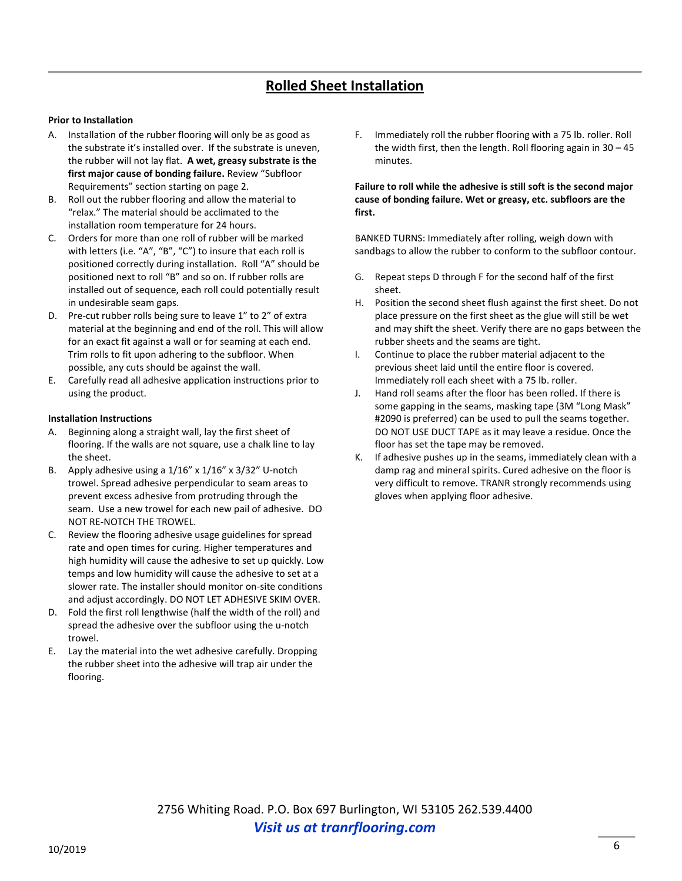## Rolled Sheet Installation

**Prior to Installation**

A. Installation of the rubber flooring will only be as good as the substrate it's installed over. If the substrate is uneven, the rubber will not lay flat. **A wet, greasy substrate is the first major cause of bonding failure.** Review "Subfloor Requirements" section starting on page 2.

B. Roll out the rubber flooring and allow the material to "relax." The material should be acclimated to the installation room temperature for 24 hours.

C. Orders for more than one roll of rubber will be marked with letters (i.e. "A", "B", "C") to insure that each roll is positioned correctly during installation. Roll "A" should be positioned next to roll "B" and so on. If rubber rolls are installed out of sequence, each roll could potentially result in undesirable seam gaps.

D. Pre-cut rubber rolls being sure to leave 1" to 2" of extra material at the beginning and end of the roll. This will allow for an exact fit against a wall or for seaming at each end. Trim rolls to fit upon adhering to the subfloor. When possible, any cuts should be against the wall.

E. Carefully read all adhesive application instructions prior to using the product.

**Installation Instructions**

A. Beginning along a straight wall, lay the first sheet of flooring. If the walls are not square, use a chalk line to lay the sheet.

B. Apply adhesive using a 1/16" x 1/16" x 3/32" U-notch trowel. Spread adhesive perpendicular to seam areas to prevent excess adhesive from protruding through the seam. Use a new trowel for each new pail of adhesive. DO NOT RE-NOTCH THE TROWEL.

C. Review the flooring adhesive usage guidelines for spread rate and open times for curing. Higher temperatures and high humidity will cause the adhesive to set up quickly. Low temps and low humidity will cause the adhesive to set at a slower rate. The installer should monitor on-site conditions and adjust accordingly. DO NOT LET ADHESIVE SKIM OVER.

D. Fold the first roll lengthwise (half the width of the roll) and spread the adhesive over the subfloor using the u-notch trowel.

E. Lay the material into the wet adhesive carefully. Dropping the rubber sheet into the adhesive will trap air under the flooring.

F. Immediately roll the rubber flooring with a 75 lb. roller. Roll the width first, then the length. Roll flooring again in 30 – 45 minutes.

**Failure to roll while the adhesive is still soft is the second major cause of bonding failure. Wet or greasy, etc. subfloors are the first.**

BANKED TURNS: Immediately after rolling, weigh down with sandbags to allow the rubber to conform to the subfloor contour.

G. Repeat steps D through F for the second half of the first sheet.

H. Position the second sheet flush against the first sheet. Do not place pressure on the first sheet as the glue will still be wet and may shift the sheet. Verify there are no gaps between the rubber sheets and the seams are tight.

I. Continue to place the rubber material adjacent to the previous sheet laid until the entire floor is covered. Immediately roll each sheet with a 75 lb. roller.

J. Hand roll seams after the floor has been rolled. If there is some gapping in the seams, masking tape (3M "Long Mask" #2090 is preferred) can be used to pull the seams together. DO NOT USE DUCT TAPE as it may leave a residue. Once the floor has set the tape may be removed.

K. If adhesive pushes up in the seams, immediately clean with a damp rag and mineral spirits. Cured adhesive on the floor is very difficult to remove. TRANR strongly recommends using gloves when applying floor adhesive.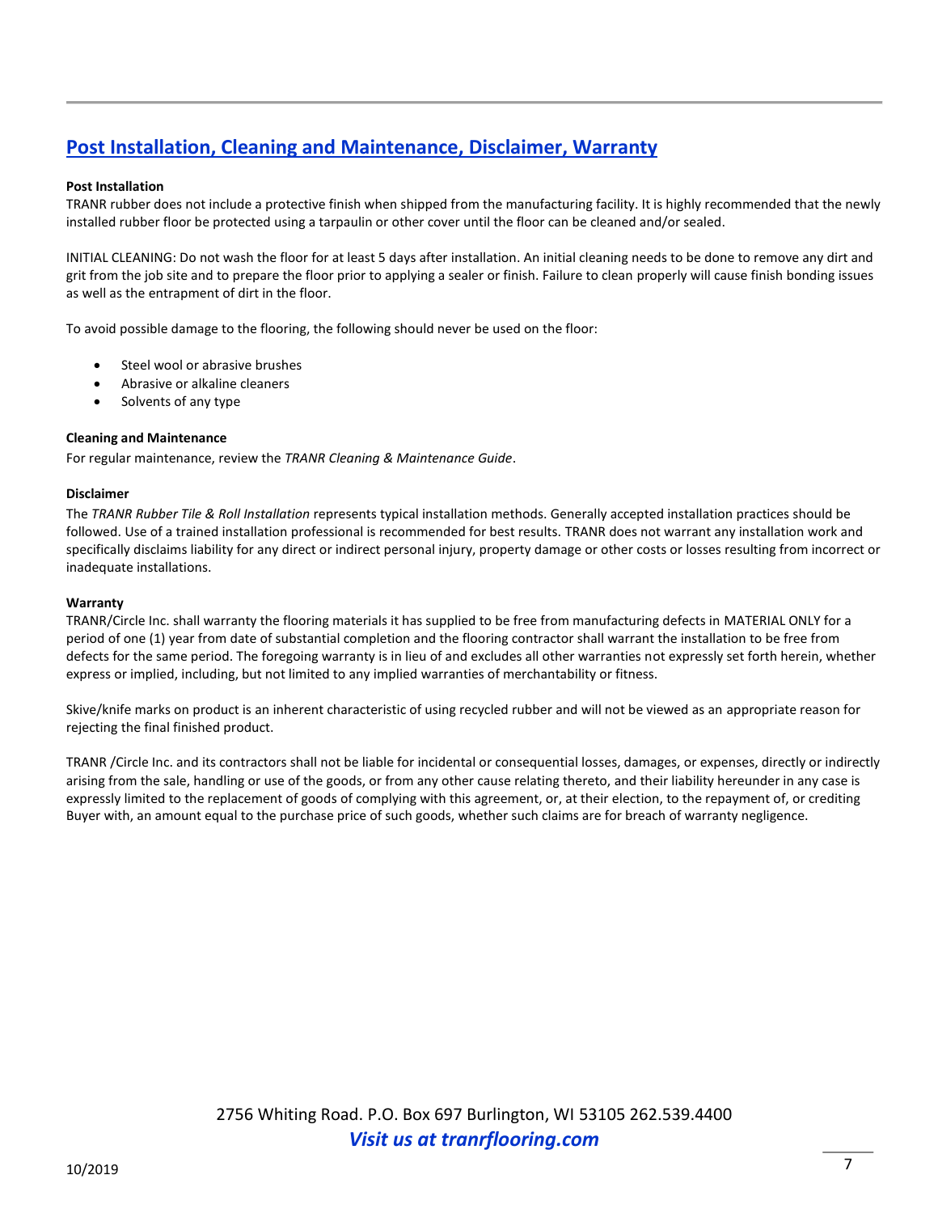## Post Installation, Cleaning and Maintenance, Disclaimer, Warranty

**Post Installation**

TRANR rubber does not include a protective finish when shipped from the manufacturing facility. It is highly recommended that the newly installed rubber floor be protected using a tarpaulin or other cover until the floor can be cleaned and/or sealed.

INITIAL CLEANING: Do not wash the floor for at least 5 days after installation. An initial cleaning needs to be done to remove any dirt and grit from the job site and to prepare the floor prior to applying a sealer or finish. Failure to clean properly will cause finish bonding issues as well as the entrapment of dirt in the floor.

To avoid possible damage to the flooring, the following should never be used on the floor:

- Steel wool or abrasive brushes
- Abrasive or alkaline cleaners
- Solvents of any type

**Cleaning and Maintenance**

For regular maintenance, review the *TRANR Cleaning & Maintenance Guide*.

**Disclaimer**

The *TRANR Rubber Tile & Roll Installation* represents typical installation methods. Generally accepted installation practices should be followed. Use of a trained installation professional is recommended for best results. TRANR does not warrant any installation work and specifically disclaims liability for any direct or indirect personal injury, property damage or other costs or losses resulting from incorrect or inadequate installations.

**Warranty**

TRANR/Circle Inc. shall warranty the flooring materials it has supplied to be free from manufacturing defects in MATERIAL ONLY for a period of one (1) year from date of substantial completion and the flooring contractor shall warrant the installation to be free from defects for the same period. The foregoing warranty is in lieu of and excludes all other warranties not expressly set forth herein, whether express or implied, including, but not limited to any implied warranties of merchantability or fitness.

Skive/knife marks on product is an inherent characteristic of using recycled rubber and will not be viewed as an appropriate reason for rejecting the final finished product.

TRANR /Circle Inc. and its contractors shall not be liable for incidental or consequential losses, damages, or expenses, directly or indirectly arising from the sale, handling or use of the goods, or from any other cause relating thereto, and their liability hereunder in any case is expressly limited to the replacement of goods of complying with this agreement, or, at their election, to the repayment of, or crediting Buyer with, an amount equal to the purchase price of such goods, whether such claims are for breach of warranty negligence.